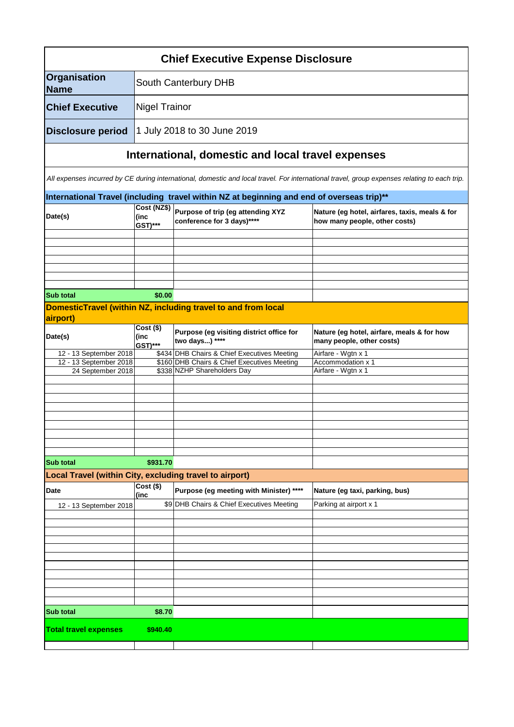# Chief Executive Expense Disclosure

| | |
|---|---|
| **Organisation Name** | South Canterbury DHB |
| **Chief Executive** | Nigel Trainor |
| **Disclosure period** | 1 July 2018 to 30 June 2019 |

## International, domestic and local travel expenses

*All expenses incurred by CE during international, domestic and local travel. For international travel, group expenses relating to each trip.*

### International Travel (including travel within NZ at beginning and end of overseas trip)**

| Date(s) | Cost (NZ$) (inc GST)*** | Purpose of trip (eg attending XYZ conference for 3 days)**** | Nature (eg hotel, airfares, taxis, meals & for how many people, other costs) |
|---|---|---|---|
| | | | |
| **Sub total** | **$0.00** | | |

### DomesticTravel (within NZ, including travel to and from local airport)

| Date(s) | Cost ($) (inc GST)*** | Purpose (eg visiting district office for two days...) **** | Nature (eg hotel, airfare, meals & for how many people, other costs) |
|---|---|---|---|
| 12 - 13 September 2018 | $434 | DHB Chairs & Chief Executives Meeting | Airfare - Wgtn x 1 |
| 12 - 13 September 2018 | $160 | DHB Chairs & Chief Executives Meeting | Accommodation x 1 |
| 24 September 2018 | $338 | NZHP Shareholders Day | Airfare - Wgtn x 1 |
| **Sub total** | **$931.70** | | |

### Local Travel (within City, excluding travel to airport)

| Date | Cost ($) (inc | Purpose (eg meeting with Minister) **** | Nature (eg taxi, parking, bus) |
|---|---|---|---|
| 12 - 13 September 2018 | $9 | DHB Chairs & Chief Executives Meeting | Parking at airport x 1 |
| **Sub total** | **$8.70** | | |
| **Total travel expenses** | **$940.40** | | |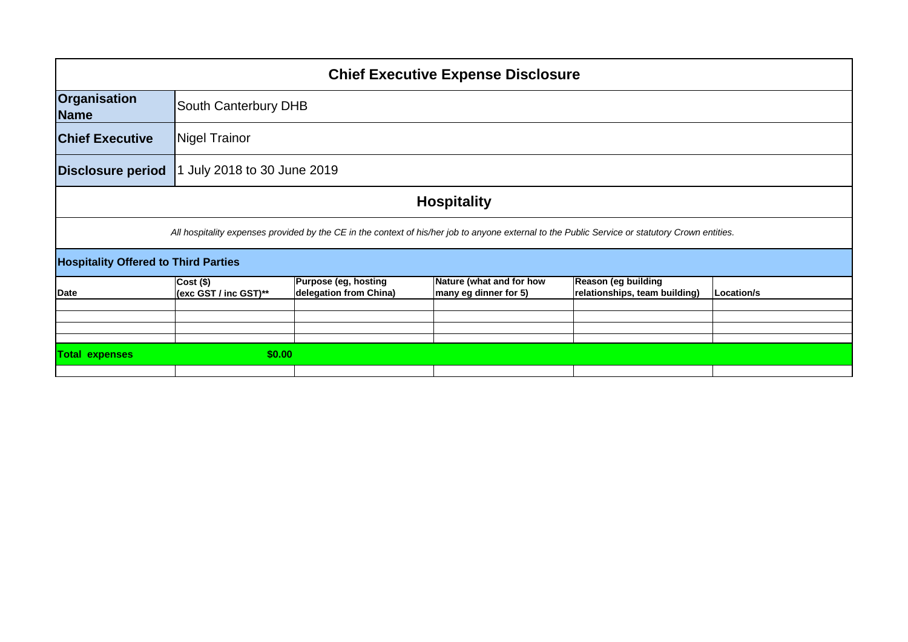# Chief Executive Expense Disclosure

| | |
|---|---|
| **Organisation Name** | South Canterbury DHB |
| **Chief Executive** | Nigel Trainor |
| **Disclosure period** | 1 July 2018 to 30 June 2019 |

## Hospitality

*All hospitality expenses provided by the CE in the context of his/her job to anyone external to the Public Service or statutory Crown entities.*

### Hospitality Offered to Third Parties

| Date | Cost ($) (exc GST / inc GST)** | Purpose (eg, hosting delegation from China) | Nature (what and for how many eg dinner for 5) | Reason (eg building relationships, team building) | Location/s |
|---|---|---|---|---|---|
| | | | | | |
| | | | | | |
| | | | | | |
| | | | | | |
| **Total expenses** | **$0.00** | | | | |
| | | | | | |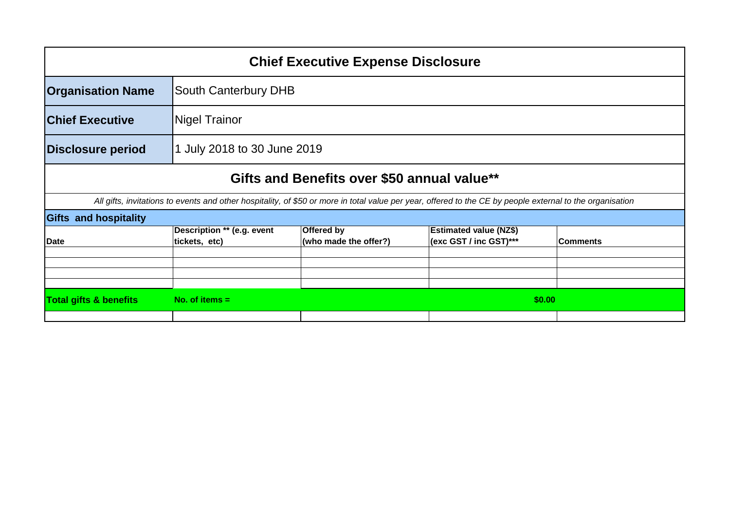# Chief Executive Expense Disclosure

| | |
|---|---|
| **Organisation Name** | South Canterbury DHB |
| **Chief Executive** | Nigel Trainor |
| **Disclosure period** | 1 July 2018 to 30 June 2019 |

## Gifts and Benefits over $50 annual value**

*All gifts, invitations to events and other hospitality, of $50 or more in total value per year, offered to the CE by people external to the organisation*

**Gifts and hospitality**

| **Date** | **Description ** (e.g. event tickets, etc)** | **Offered by (who made the offer?)** | **Estimated value (NZ$) (exc GST / inc GST)*** ** | **Comments** |
|---|---|---|---|---|
| | | | | |
| | | | | |
| | | | | |
| | | | | |
| **Total gifts & benefits** | **No. of items =** | | **$0.00** | |
| | | | | |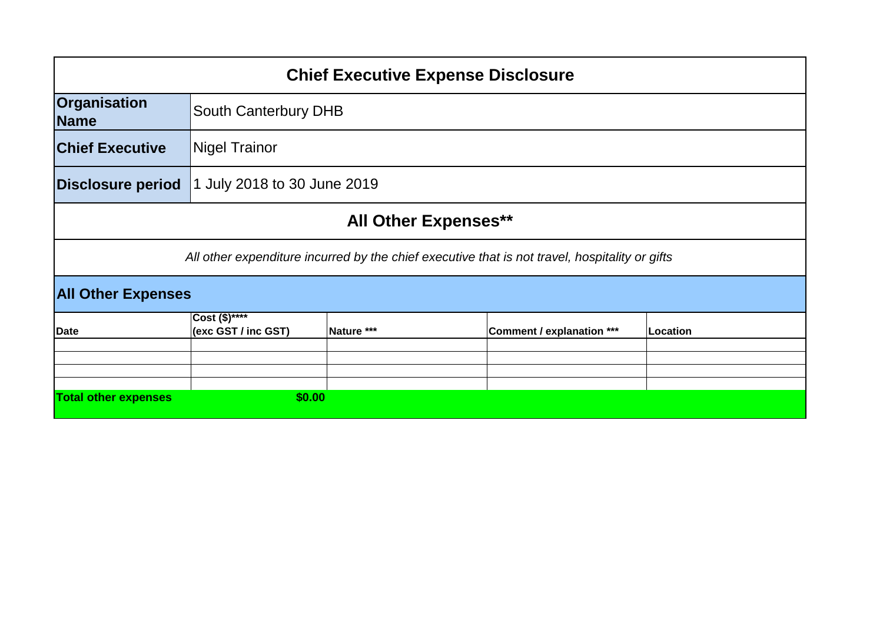# Chief Executive Expense Disclosure

| | |
|---|---|
| **Organisation Name** | South Canterbury DHB |
| **Chief Executive** | Nigel Trainor |
| **Disclosure period** | 1 July 2018 to 30 June 2019 |

## All Other Expenses**

*All other expenditure incurred by the chief executive that is not travel, hospitality or gifts*

### All Other Expenses

| Date | Cost ($)**** (exc GST / inc GST) | Nature *** | Comment / explanation *** | Location |
|---|---|---|---|---|
| | | | | |
| | | | | |
| | | | | |
| | | | | |
| **Total other expenses** | **$0.00** | | | |